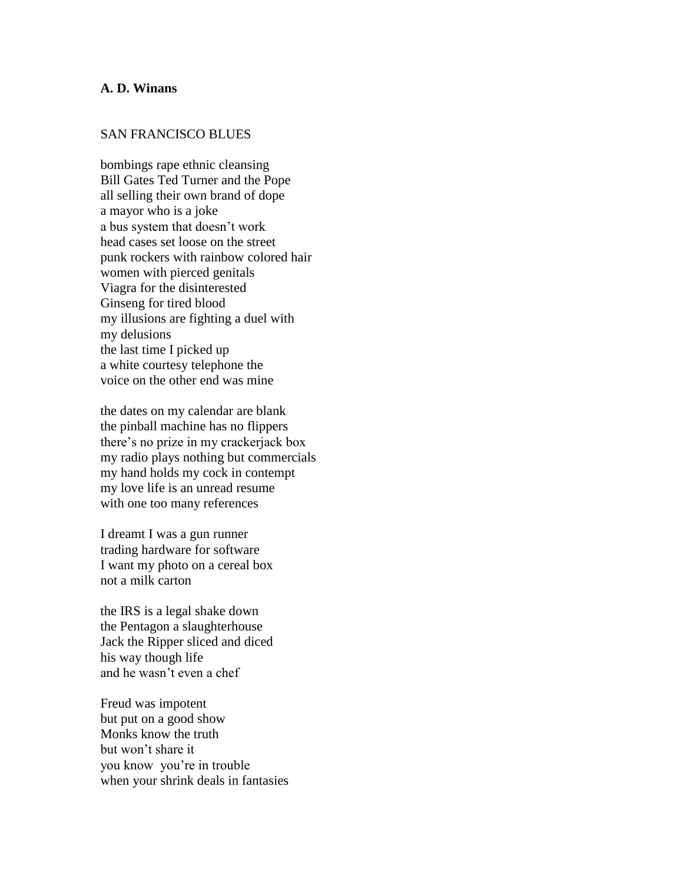**A. D. Winans**

SAN FRANCISCO BLUES

bombings rape ethnic cleansing  
Bill Gates Ted Turner and the Pope  
all selling their own brand of dope  
a mayor who is a joke  
a bus system that doesn't work  
head cases set loose on the street  
punk rockers with rainbow colored hair  
women with pierced genitals  
Viagra for the disinterested  
Ginseng for tired blood  
my illusions are fighting a duel with  
my delusions  
the last time I picked up  
a white courtesy telephone the  
voice on the other end was mine

the dates on my calendar are blank  
the pinball machine has no flippers  
there's no prize in my crackerjack box  
my radio plays nothing but commercials  
my hand holds my cock in contempt  
my love life is an unread resume  
with one too many references

I dreamt I was a gun runner  
trading hardware for software  
I want my photo on a cereal box  
not a milk carton

the IRS is a legal shake down  
the Pentagon a slaughterhouse  
Jack the Ripper sliced and diced  
his way though life  
and he wasn't even a chef

Freud was impotent  
but put on a good show  
Monks know the truth  
but won't share it  
you know you're in trouble  
when your shrink deals in fantasies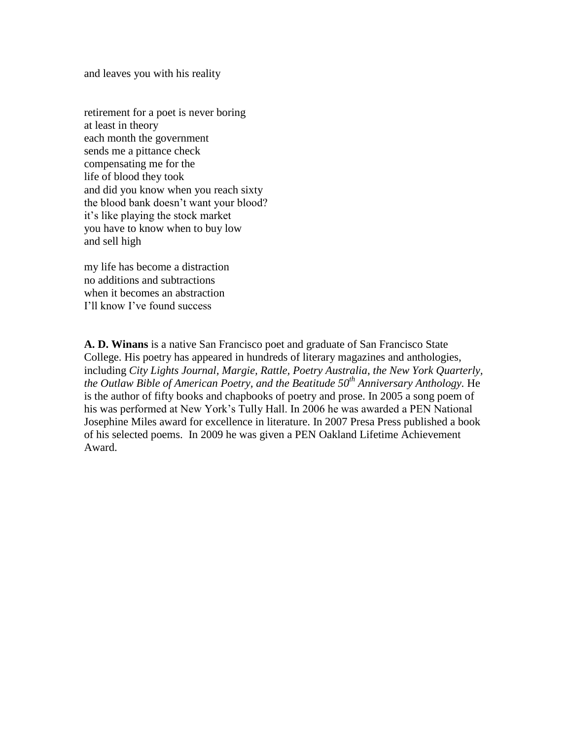and leaves you with his reality

retirement for a poet is never boring
at least in theory
each month the government
sends me a pittance check
compensating me for the
life of blood they took
and did you know when you reach sixty
the blood bank doesn't want your blood?
it's like playing the stock market
you have to know when to buy low
and sell high

my life has become a distraction
no additions and subtractions
when it becomes an abstraction
I'll know I've found success

**A. D. Winans** is a native San Francisco poet and graduate of San Francisco State College. His poetry has appeared in hundreds of literary magazines and anthologies, including *City Lights Journal, Margie, Rattle, Poetry Australia, the New York Quarterly, the Outlaw Bible of American Poetry, and the Beatitude 50th Anniversary Anthology.* He is the author of fifty books and chapbooks of poetry and prose. In 2005 a song poem of his was performed at New York's Tully Hall. In 2006 he was awarded a PEN National Josephine Miles award for excellence in literature. In 2007 Presa Press published a book of his selected poems. In 2009 he was given a PEN Oakland Lifetime Achievement Award.